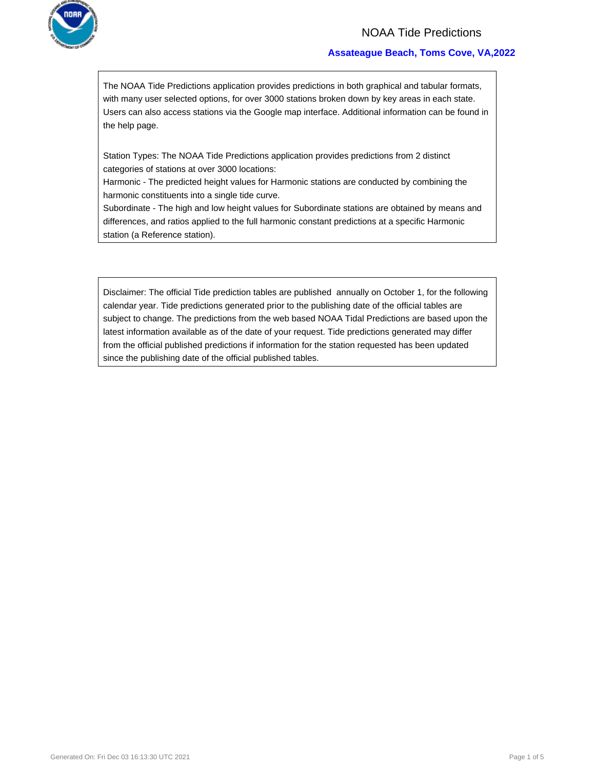# NOAA Tide Predictions

## Assateague Beach, Toms Cove, VA,2022

The NOAA Tide Predictions application provides predictions in both graphical and tabular formats, with many user selected options, for over 3000 stations broken down by key areas in each state. Users can also access stations via the Google map interface. Additional information can be found in the help page.

Station Types: The NOAA Tide Predictions application provides predictions from 2 distinct categories of stations at over 3000 locations:
Harmonic - The predicted height values for Harmonic stations are conducted by combining the harmonic constituents into a single tide curve.
Subordinate - The high and low height values for Subordinate stations are obtained by means and differences, and ratios applied to the full harmonic constant predictions at a specific Harmonic station (a Reference station).

Disclaimer: The official Tide prediction tables are published annually on October 1, for the following calendar year. Tide predictions generated prior to the publishing date of the official tables are subject to change. The predictions from the web based NOAA Tidal Predictions are based upon the latest information available as of the date of your request. Tide predictions generated may differ from the official published predictions if information for the station requested has been updated since the publishing date of the official published tables.

Generated On: Fri Dec 03 16:13:30 UTC 2021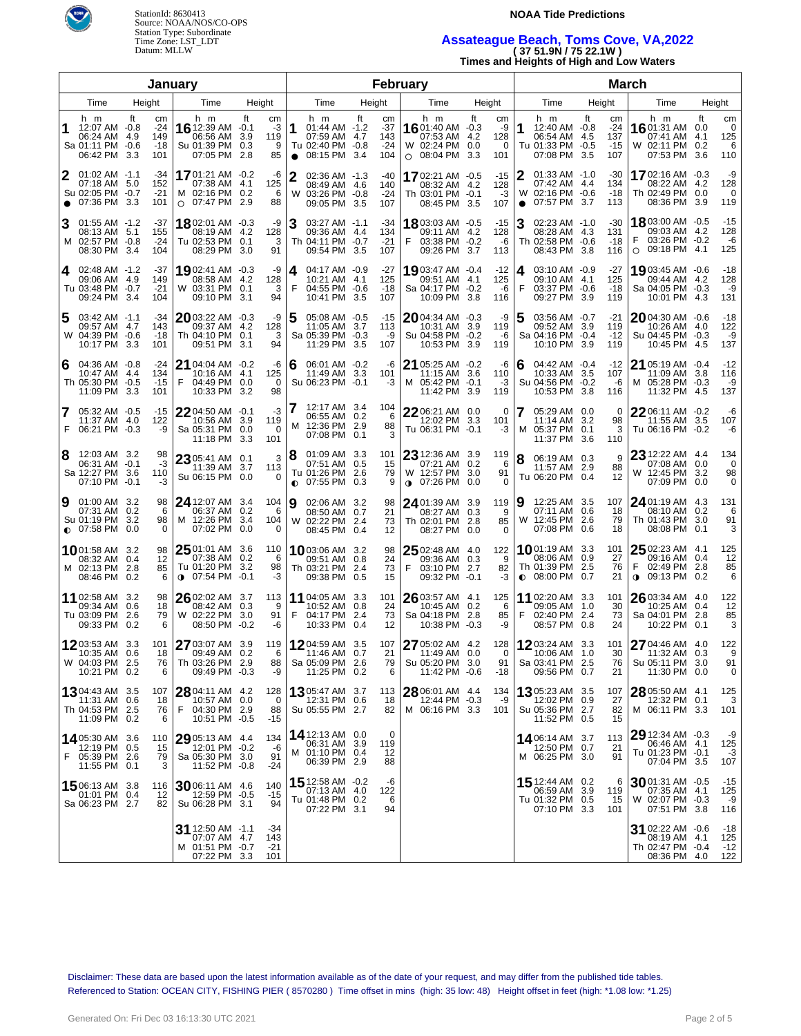StationId: 8630413
Source: NOAA/NOS/CO-OPS
Station Type: Subordinate
Time Zone: LST_LDT
Datum: MLLW

**NOAA Tide Predictions**

## Assateague Beach, Toms Cove, VA,2022

**( 37 51.9N / 75 22.1W )**

**Times and Heights of High and Low Waters**

### January

| Day | Time | Height (ft) | Height (cm) | Day | Time | Height (ft) | Height (cm) |
|---|---|---|---|---|---|---|---|
| 1 Sa | 12:07 AM | -0.8 | -24 | 16 Su | 12:39 AM | -0.1 | -3 |
| | 06:24 AM | 4.9 | 149 | | 06:56 AM | 3.9 | 119 |
| | 01:11 PM | -0.6 | -18 | | 01:39 PM | 0.3 | 9 |
| | 06:42 PM | 3.3 | 101 | | 07:05 PM | 2.8 | 85 |
| 2 Su ● | 01:02 AM | -1.1 | -34 | 17 M ○ | 01:21 AM | -0.2 | -6 |
| | 07:18 AM | 5.0 | 152 | | 07:38 AM | 4.1 | 125 |
| | 02:05 PM | -0.7 | -21 | | 02:16 PM | 0.2 | 6 |
| | 07:36 PM | 3.3 | 101 | | 07:47 PM | 2.9 | 88 |
| 3 M | 01:55 AM | -1.2 | -37 | 18 Tu | 02:01 AM | -0.3 | -9 |
| | 08:13 AM | 5.1 | 155 | | 08:19 AM | 4.2 | 128 |
| | 02:57 PM | -0.8 | -24 | | 02:53 PM | 0.1 | 3 |
| | 08:30 PM | 3.4 | 104 | | 08:29 PM | 3.0 | 91 |
| 4 Tu | 02:48 AM | -1.2 | -37 | 19 W | 02:41 AM | -0.3 | -9 |
| | 09:06 AM | 4.9 | 149 | | 08:58 AM | 4.2 | 128 |
| | 03:48 PM | -0.7 | -21 | | 03:31 PM | 0.1 | 3 |
| | 09:24 PM | 3.4 | 104 | | 09:10 PM | 3.1 | 94 |
| 5 W | 03:42 AM | -1.1 | -34 | 20 Th | 03:22 AM | -0.3 | -9 |
| | 09:57 AM | 4.7 | 143 | | 09:37 AM | 4.2 | 128 |
| | 04:39 PM | -0.6 | -18 | | 04:10 PM | 0.1 | 3 |
| | 10:17 PM | 3.3 | 101 | | 09:51 PM | 3.1 | 94 |
| 6 Th | 04:36 AM | -0.8 | -24 | 21 F | 04:04 AM | -0.2 | -6 |
| | 10:47 AM | 4.4 | 134 | | 10:16 AM | 4.1 | 125 |
| | 05:30 PM | -0.5 | -15 | | 04:49 PM | 0.0 | 0 |
| | 11:09 PM | 3.3 | 101 | | 10:33 PM | 3.2 | 98 |
| 7 F | 05:32 AM | -0.5 | -15 | 22 Sa | 04:50 AM | -0.1 | -3 |
| | 11:37 AM | 4.0 | 122 | | 10:56 AM | 3.9 | 119 |
| | 06:21 PM | -0.3 | -9 | | 05:31 PM | 0.0 | 0 |
| | | | | | 11:18 PM | 3.3 | 101 |
| 8 Sa | 12:03 AM | 3.2 | 98 | 23 Su | 05:41 AM | 0.1 | 3 |
| | 06:31 AM | -0.1 | -3 | | 11:39 AM | 3.7 | 113 |
| | 12:27 PM | 3.6 | 110 | | 06:15 PM | 0.0 | 0 |
| | 07:10 PM | -0.1 | -3 | | | | |
| 9 Su ◐ | 01:00 AM | 3.2 | 98 | 24 M | 12:07 AM | 3.4 | 104 |
| | 07:31 AM | 0.2 | 6 | | 06:37 AM | 0.2 | 6 |
| | 01:19 PM | 3.2 | 98 | | 12:26 PM | 3.4 | 104 |
| | 07:58 PM | 0.0 | 0 | | 07:02 PM | 0.0 | 0 |
| 10 M | 01:58 AM | 3.2 | 98 | 25 Tu ◑ | 01:01 AM | 3.6 | 110 |
| | 08:32 AM | 0.4 | 12 | | 07:38 AM | 0.2 | 6 |
| | 02:13 PM | 2.8 | 85 | | 01:20 PM | 3.2 | 98 |
| | 08:46 PM | 0.2 | 6 | | 07:54 PM | -0.1 | -3 |
| 11 Tu | 02:58 AM | 3.2 | 98 | 26 W | 02:02 AM | 3.7 | 113 |
| | 09:34 AM | 0.6 | 18 | | 08:42 AM | 0.3 | 9 |
| | 03:09 PM | 2.6 | 79 | | 02:22 PM | 3.0 | 91 |
| | 09:33 PM | 0.2 | 6 | | 08:50 PM | -0.2 | -6 |
| 12 W | 03:53 AM | 3.3 | 101 | 27 Th | 03:07 AM | 3.9 | 119 |
| | 10:35 AM | 0.6 | 18 | | 09:49 AM | 0.2 | 6 |
| | 04:03 PM | 2.5 | 76 | | 03:26 PM | 2.9 | 88 |
| | 10:21 PM | 0.2 | 6 | | 09:49 PM | -0.3 | -9 |
| 13 Th | 04:43 AM | 3.5 | 107 | 28 F | 04:11 AM | 4.2 | 128 |
| | 11:31 AM | 0.6 | 18 | | 10:57 AM | 0.0 | 0 |
| | 04:53 PM | 2.5 | 76 | | 04:30 PM | 2.9 | 88 |
| | 11:09 PM | 0.2 | 6 | | 10:51 PM | -0.5 | -15 |
| 14 F | 05:30 AM | 3.6 | 110 | 29 Sa | 05:13 AM | 4.4 | 134 |
| | 12:19 PM | 0.5 | 15 | | 12:01 PM | -0.2 | -6 |
| | 05:39 PM | 2.6 | 79 | | 05:30 PM | 3.0 | 91 |
| | 11:55 PM | 0.1 | 3 | | 11:52 PM | -0.8 | -24 |
| 15 Sa | 06:13 AM | 3.8 | 116 | 30 Su | 06:11 AM | 4.6 | 140 |
| | 01:01 PM | 0.4 | 12 | | 12:59 PM | -0.5 | -15 |
| | 06:23 PM | 2.7 | 82 | | 06:28 PM | 3.1 | 94 |
| | | | | 31 M | 12:50 AM | -1.1 | -34 |
| | | | | | 07:07 AM | 4.7 | 143 |
| | | | | | 01:51 PM | -0.7 | -21 |
| | | | | | 07:22 PM | 3.3 | 101 |

### February

| Day | Time | Height (ft) | Height (cm) | Day | Time | Height (ft) | Height (cm) |
|---|---|---|---|---|---|---|---|
| 1 Tu ● | 01:44 AM | -1.2 | -37 | 16 W ○ | 01:40 AM | -0.3 | -9 |
| | 07:59 AM | 4.7 | 143 | | 07:53 AM | 4.2 | 128 |
| | 02:40 PM | -0.8 | -24 | | 02:24 PM | 0.0 | 0 |
| | 08:15 PM | 3.4 | 104 | | 08:04 PM | 3.3 | 101 |
| 2 W | 02:36 AM | -1.3 | -40 | 17 Th | 02:21 AM | -0.5 | -15 |
| | 08:49 AM | 4.6 | 140 | | 08:32 AM | 4.2 | 128 |
| | 03:26 PM | -0.8 | -24 | | 03:01 PM | -0.1 | -3 |
| | 09:05 PM | 3.5 | 107 | | 08:45 PM | 3.5 | 107 |
| 3 Th | 03:27 AM | -1.1 | -34 | 18 F | 03:03 AM | -0.5 | -15 |
| | 09:36 AM | 4.4 | 134 | | 09:11 AM | 4.2 | 128 |
| | 04:11 PM | -0.7 | -21 | | 03:38 PM | -0.2 | -6 |
| | 09:54 PM | 3.5 | 107 | | 09:26 PM | 3.7 | 113 |
| 4 F | 04:17 AM | -0.9 | -27 | 19 Sa | 03:47 AM | -0.4 | -12 |
| | 10:21 AM | 4.1 | 125 | | 09:51 AM | 4.1 | 125 |
| | 04:55 PM | -0.6 | -18 | | 04:17 PM | -0.2 | -6 |
| | 10:41 PM | 3.5 | 107 | | 10:09 PM | 3.8 | 116 |
| 5 Sa | 05:08 AM | -0.5 | -15 | 20 Su | 04:34 AM | -0.3 | -9 |
| | 11:05 AM | 3.7 | 113 | | 10:31 AM | 3.9 | 119 |
| | 05:39 PM | -0.3 | -9 | | 04:58 PM | -0.2 | -6 |
| | 11:29 PM | 3.5 | 107 | | 10:53 PM | 3.9 | 119 |
| 6 Su | 06:01 AM | -0.2 | -6 | 21 M | 05:25 AM | -0.2 | -6 |
| | 11:49 AM | 3.3 | 101 | | 11:15 AM | 3.6 | 110 |
| | 06:23 PM | -0.1 | -3 | | 05:42 PM | -0.1 | -3 |
| | | | | | 11:42 PM | 3.9 | 119 |
| 7 M | 12:17 AM | 3.4 | 104 | 22 Tu | 06:21 AM | 0.0 | 0 |
| | 06:55 AM | 0.2 | 6 | | 12:02 PM | 3.3 | 101 |
| | 12:36 PM | 2.9 | 88 | | 06:31 PM | -0.1 | -3 |
| | 07:08 PM | 0.1 | 3 | | | | |
| 8 Tu ◐ | 01:09 AM | 3.3 | 101 | 23 W ◑ | 12:36 AM | 3.9 | 119 |
| | 07:51 AM | 0.5 | 15 | | 07:21 AM | 0.2 | 6 |
| | 01:26 PM | 2.6 | 79 | | 12:57 PM | 3.0 | 91 |
| | 07:55 PM | 0.3 | 9 | | 07:26 PM | 0.0 | 0 |
| 9 W | 02:06 AM | 3.2 | 98 | 24 Th | 01:39 AM | 3.9 | 119 |
| | 08:50 AM | 0.7 | 21 | | 08:27 AM | 0.3 | 9 |
| | 02:22 PM | 2.4 | 73 | | 02:01 PM | 2.8 | 85 |
| | 08:45 PM | 0.4 | 12 | | 08:27 PM | 0.0 | 0 |
| 10 Th | 03:06 AM | 3.2 | 98 | 25 F | 02:48 AM | 4.0 | 122 |
| | 09:51 AM | 0.8 | 24 | | 09:36 AM | 0.3 | 9 |
| | 03:21 PM | 2.4 | 73 | | 03:10 PM | 2.7 | 82 |
| | 09:38 PM | 0.5 | 15 | | 09:32 PM | -0.1 | -3 |
| 11 F | 04:05 AM | 3.3 | 101 | 26 Sa | 03:57 AM | 4.1 | 125 |
| | 10:52 AM | 0.8 | 24 | | 10:45 AM | 0.2 | 6 |
| | 04:17 PM | 2.4 | 73 | | 04:18 PM | 2.8 | 85 |
| | 10:33 PM | 0.4 | 12 | | 10:38 PM | -0.3 | -9 |
| 12 Sa | 04:59 AM | 3.5 | 107 | 27 Su | 05:02 AM | 4.2 | 128 |
| | 11:46 AM | 0.7 | 21 | | 11:49 AM | 0.0 | 0 |
| | 05:09 PM | 2.6 | 79 | | 05:20 PM | 3.0 | 91 |
| | 11:25 PM | 0.2 | 6 | | 11:42 PM | -0.6 | -18 |
| 13 Su | 05:47 AM | 3.7 | 113 | 28 M | 06:01 AM | 4.4 | 134 |
| | 12:31 PM | 0.6 | 18 | | 12:44 PM | -0.3 | -9 |
| | 05:55 PM | 2.7 | 82 | | 06:16 PM | 3.3 | 101 |
| 14 M | 12:13 AM | 0.0 | 0 | | | | |
| | 06:31 AM | 3.9 | 119 | | | | |
| | 01:10 PM | 0.4 | 12 | | | | |
| | 06:39 PM | 2.9 | 88 | | | | |
| 15 Tu | 12:58 AM | -0.2 | -6 | | | | |
| | 07:13 AM | 4.0 | 122 | | | | |
| | 01:48 PM | 0.2 | 6 | | | | |
| | 07:22 PM | 3.1 | 94 | | | | |

### March

| Day | Time | Height (ft) | Height (cm) | Day | Time | Height (ft) | Height (cm) |
|---|---|---|---|---|---|---|---|
| 1 Tu | 12:40 AM | -0.8 | -24 | 16 W | 01:31 AM | 0.0 | 0 |
| | 06:54 AM | 4.5 | 137 | | 07:41 AM | 4.1 | 125 |
| | 01:33 PM | -0.5 | -15 | | 02:11 PM | 0.2 | 6 |
| | 07:08 PM | 3.5 | 107 | | 07:53 PM | 3.6 | 110 |
| 2 W ● | 01:33 AM | -1.0 | -30 | 17 Th | 02:16 AM | -0.3 | -9 |
| | 07:42 AM | 4.4 | 134 | | 08:22 AM | 4.2 | 128 |
| | 02:16 PM | -0.6 | -18 | | 02:49 PM | 0.0 | 0 |
| | 07:57 PM | 3.7 | 113 | | 08:36 PM | 3.9 | 119 |
| 3 Th | 02:23 AM | -1.0 | -30 | 18 F ○ | 03:00 AM | -0.5 | -15 |
| | 08:28 AM | 4.3 | 131 | | 09:03 AM | 4.2 | 128 |
| | 02:58 PM | -0.6 | -18 | | 03:26 PM | -0.2 | -6 |
| | 08:43 PM | 3.8 | 116 | | 09:18 PM | 4.1 | 125 |
| 4 F | 03:10 AM | -0.9 | -27 | 19 Sa | 03:45 AM | -0.6 | -18 |
| | 09:10 AM | 4.1 | 125 | | 09:44 AM | 4.2 | 128 |
| | 03:37 PM | -0.6 | -18 | | 04:05 PM | -0.3 | -9 |
| | 09:27 PM | 3.9 | 119 | | 10:01 PM | 4.3 | 131 |
| 5 Sa | 03:56 AM | -0.7 | -21 | 20 Su | 04:30 AM | -0.6 | -18 |
| | 09:52 AM | 3.9 | 119 | | 10:26 AM | 4.0 | 122 |
| | 04:16 PM | -0.4 | -12 | | 04:45 PM | -0.3 | -9 |
| | 10:10 PM | 3.9 | 119 | | 10:45 PM | 4.5 | 137 |
| 6 Su | 04:42 AM | -0.4 | -12 | 21 M | 05:19 AM | -0.4 | -12 |
| | 10:33 AM | 3.5 | 107 | | 11:09 AM | 3.8 | 116 |
| | 04:56 PM | -0.2 | -6 | | 05:28 PM | -0.3 | -9 |
| | 10:53 PM | 3.8 | 116 | | 11:32 PM | 4.5 | 137 |
| 7 M | 05:29 AM | 0.0 | 0 | 22 Tu | 06:11 AM | -0.2 | -6 |
| | 11:14 AM | 3.2 | 98 | | 11:55 AM | 3.5 | 107 |
| | 05:37 PM | 0.1 | 3 | | 06:16 PM | -0.2 | -6 |
| | 11:37 PM | 3.6 | 110 | | | | |
| 8 Tu | 06:19 AM | 0.3 | 9 | 23 W | 12:22 AM | 4.4 | 134 |
| | 11:57 AM | 2.9 | 88 | | 07:08 AM | 0.0 | 0 |
| | 06:20 PM | 0.4 | 12 | | 12:45 PM | 3.2 | 98 |
| | | | | | 07:09 PM | 0.0 | 0 |
| 9 W | 12:25 AM | 3.5 | 107 | 24 Th | 01:19 AM | 4.3 | 131 |
| | 07:11 AM | 0.6 | 18 | | 08:10 AM | 0.2 | 6 |
| | 12:45 PM | 2.6 | 79 | | 01:43 PM | 3.0 | 91 |
| | 07:08 PM | 0.6 | 18 | | 08:08 PM | 0.1 | 3 |
| 10 Th ◐ | 01:19 AM | 3.3 | 101 | 25 F ◑ | 02:23 AM | 4.1 | 125 |
| | 08:06 AM | 0.9 | 27 | | 09:16 AM | 0.4 | 12 |
| | 01:39 PM | 2.5 | 76 | | 02:49 PM | 2.8 | 85 |
| | 08:00 PM | 0.7 | 21 | | 09:13 PM | 0.2 | 6 |
| 11 F | 02:20 AM | 3.3 | 101 | 26 Sa | 03:34 AM | 4.0 | 122 |
| | 09:05 AM | 1.0 | 30 | | 10:25 AM | 0.4 | 12 |
| | 02:40 PM | 2.4 | 73 | | 04:01 PM | 2.8 | 85 |
| | 08:57 PM | 0.8 | 24 | | 10:22 PM | 0.1 | 3 |
| 12 Sa | 03:24 AM | 3.3 | 101 | 27 Su | 04:46 AM | 4.0 | 122 |
| | 10:06 AM | 1.0 | 30 | | 11:32 AM | 0.3 | 9 |
| | 03:41 PM | 2.5 | 76 | | 05:11 PM | 3.0 | 91 |
| | 09:56 PM | 0.7 | 21 | | 11:30 PM | 0.0 | 0 |
| 13 Su | 05:23 AM | 3.5 | 107 | 28 M | 05:50 AM | 4.1 | 125 |
| | 12:02 PM | 0.9 | 27 | | 12:32 PM | 0.1 | 3 |
| | 05:36 PM | 2.7 | 82 | | 06:11 PM | 3.3 | 101 |
| | 11:52 PM | 0.5 | 15 | | | | |
| 14 M | 06:14 AM | 3.7 | 113 | 29 Tu | 12:34 AM | -0.3 | -9 |
| | 12:50 PM | 0.7 | 21 | | 06:46 AM | 4.1 | 125 |
| | 06:25 PM | 3.0 | 91 | | 01:23 PM | -0.1 | -3 |
| | | | | | 07:04 PM | 3.5 | 107 |
| 15 Tu | 12:44 AM | 0.2 | 6 | 30 W | 01:31 AM | -0.5 | -15 |
| | 06:59 AM | 3.9 | 119 | | 07:35 AM | 4.1 | 125 |
| | 01:32 PM | 0.5 | 15 | | 02:07 PM | -0.3 | -9 |
| | 07:10 PM | 3.3 | 101 | | 07:51 PM | 3.8 | 116 |
| | | | | 31 Th | 02:22 AM | -0.6 | -18 |
| | | | | | 08:19 AM | 4.1 | 125 |
| | | | | | 02:47 PM | -0.4 | -12 |
| | | | | | 08:36 PM | 4.0 | 122 |

Disclaimer: These data are based upon the latest information available as of the date of your request, and may differ from the published tide tables.
Referenced to Station: OCEAN CITY, FISHING PIER ( 8570280 ) Time offset in mins (high: 35 low: 48) Height offset in feet (high: *1.08 low: *1.25)

Generated On: Fri Dec 03 16:13:30 UTC 2021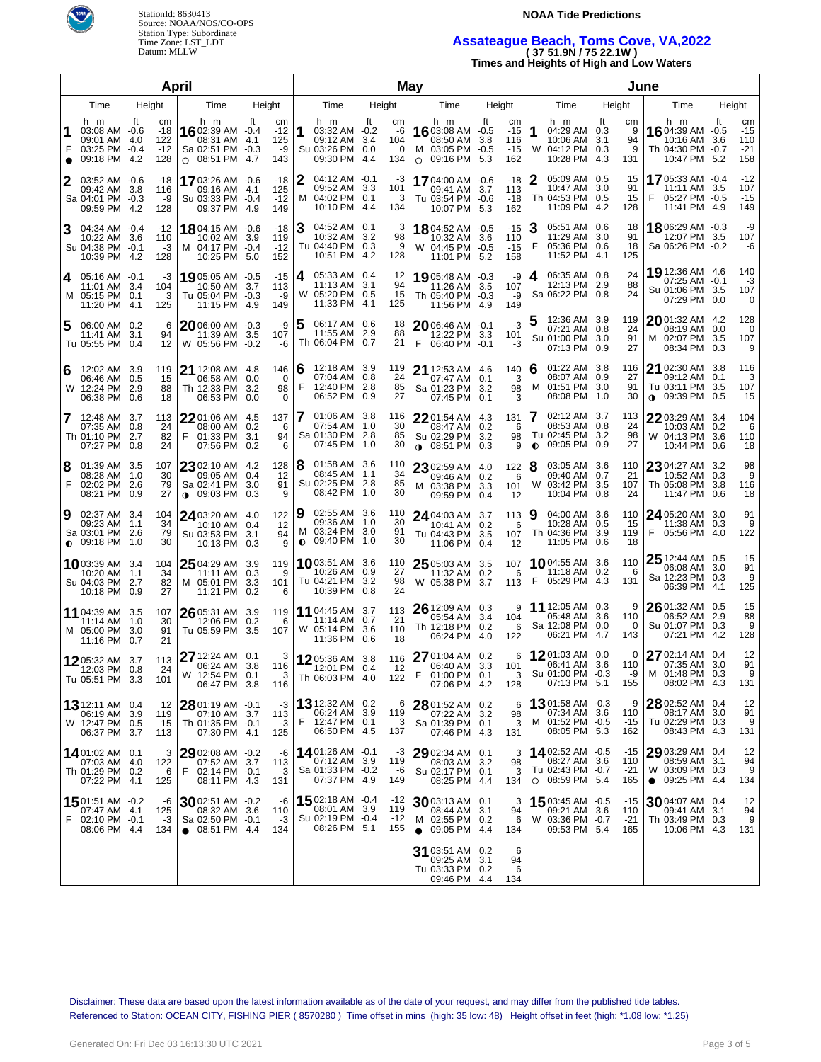StationId: 8630413
Source: NOAA/NOS/CO-OPS
Station Type: Subordinate
Time Zone: LST_LDT
Datum: MLLW

**NOAA Tide Predictions**

## Assateague Beach, Toms Cove, VA,2022

**( 37 51.9N / 75 22.1W )**

**Times and Heights of High and Low Waters**

### April

| Day | Time (h m) | Height (ft) | Height (cm) |
|---|---|---|---|
| 1 F ● | 03:08 AM | -0.6 | -18 |
| | 09:01 AM | 4.0 | 122 |
| | 03:25 PM | -0.4 | -12 |
| | 09:18 PM | 4.2 | 128 |
| 2 Sa | 03:52 AM | -0.6 | -18 |
| | 09:42 AM | 3.8 | 116 |
| | 04:01 PM | -0.3 | -9 |
| | 09:59 PM | 4.2 | 128 |
| 3 Su | 04:34 AM | -0.4 | -12 |
| | 10:22 AM | 3.6 | 110 |
| | 04:38 PM | -0.1 | -3 |
| | 10:39 PM | 4.2 | 128 |
| 4 M | 05:16 AM | -0.1 | -3 |
| | 11:01 AM | 3.4 | 104 |
| | 05:15 PM | 0.1 | 3 |
| | 11:20 PM | 4.1 | 125 |
| 5 Tu | 06:00 AM | 0.2 | 6 |
| | 11:41 AM | 3.1 | 94 |
| | 05:55 PM | 0.4 | 12 |
| 6 W | 12:02 AM | 3.9 | 119 |
| | 06:46 AM | 0.5 | 15 |
| | 12:24 PM | 2.9 | 88 |
| | 06:38 PM | 0.6 | 18 |
| 7 Th | 12:48 AM | 3.7 | 113 |
| | 07:35 AM | 0.8 | 24 |
| | 01:10 PM | 2.7 | 82 |
| | 07:27 PM | 0.8 | 24 |
| 8 F | 01:39 AM | 3.5 | 107 |
| | 08:28 AM | 1.0 | 30 |
| | 02:02 PM | 2.6 | 79 |
| | 08:21 PM | 0.9 | 27 |
| 9 Sa ◐ | 02:37 AM | 3.4 | 104 |
| | 09:23 AM | 1.1 | 34 |
| | 03:01 PM | 2.6 | 79 |
| | 09:18 PM | 1.0 | 30 |
| 10 Su | 03:39 AM | 3.4 | 104 |
| | 10:20 AM | 1.1 | 34 |
| | 04:03 PM | 2.7 | 82 |
| | 10:18 PM | 0.9 | 27 |
| 11 M | 04:39 AM | 3.5 | 107 |
| | 11:14 AM | 1.0 | 30 |
| | 05:00 PM | 3.0 | 91 |
| | 11:16 PM | 0.7 | 21 |
| 12 Tu | 05:32 AM | 3.7 | 113 |
| | 12:03 PM | 0.8 | 24 |
| | 05:51 PM | 3.3 | 101 |
| 13 W | 12:11 AM | 0.4 | 12 |
| | 06:19 AM | 3.9 | 119 |
| | 12:47 PM | 0.5 | 15 |
| | 06:37 PM | 3.7 | 113 |
| 14 Th | 01:02 AM | 0.1 | 3 |
| | 07:03 AM | 4.0 | 122 |
| | 01:29 PM | 0.2 | 6 |
| | 07:22 PM | 4.1 | 125 |
| 15 F | 01:51 AM | -0.2 | -6 |
| | 07:47 AM | 4.1 | 125 |
| | 02:10 PM | -0.1 | -3 |
| | 08:06 PM | 4.4 | 134 |
| 16 Sa ○ | 02:39 AM | -0.4 | -12 |
| | 08:31 AM | 4.1 | 125 |
| | 02:51 PM | -0.3 | -9 |
| | 08:51 PM | 4.7 | 143 |
| 17 Su | 03:26 AM | -0.6 | -18 |
| | 09:16 AM | 4.1 | 125 |
| | 03:33 PM | -0.4 | -12 |
| | 09:37 PM | 4.9 | 149 |
| 18 M | 04:15 AM | -0.6 | -18 |
| | 10:02 AM | 3.9 | 119 |
| | 04:17 PM | -0.4 | -12 |
| | 10:25 PM | 5.0 | 152 |
| 19 Tu | 05:05 AM | -0.5 | -15 |
| | 10:50 AM | 3.7 | 113 |
| | 05:04 PM | -0.3 | -9 |
| | 11:15 PM | 4.9 | 149 |
| 20 W | 06:00 AM | -0.3 | -9 |
| | 11:39 AM | 3.5 | 107 |
| | 05:56 PM | -0.2 | -6 |
| 21 Th | 12:08 AM | 4.8 | 146 |
| | 06:58 AM | 0.0 | 0 |
| | 12:33 PM | 3.2 | 98 |
| | 06:53 PM | 0.0 | 0 |
| 22 F | 01:06 AM | 4.5 | 137 |
| | 08:00 AM | 0.2 | 6 |
| | 01:33 PM | 3.1 | 94 |
| | 07:56 PM | 0.2 | 6 |
| 23 Sa ◑ | 02:10 AM | 4.2 | 128 |
| | 09:05 AM | 0.4 | 12 |
| | 02:41 PM | 3.0 | 91 |
| | 09:03 PM | 0.3 | 9 |
| 24 Su | 03:20 AM | 4.0 | 122 |
| | 10:10 AM | 0.4 | 12 |
| | 03:53 PM | 3.1 | 94 |
| | 10:13 PM | 0.3 | 9 |
| 25 M | 04:29 AM | 3.9 | 119 |
| | 11:11 AM | 0.3 | 9 |
| | 05:01 PM | 3.3 | 101 |
| | 11:21 PM | 0.2 | 6 |
| 26 Tu | 05:31 AM | 3.9 | 119 |
| | 12:06 PM | 0.2 | 6 |
| | 05:59 PM | 3.5 | 107 |
| 27 W | 12:24 AM | 0.1 | 3 |
| | 06:24 AM | 3.8 | 116 |
| | 12:54 PM | 0.1 | 3 |
| | 06:47 PM | 3.8 | 116 |
| 28 Th | 01:19 AM | -0.1 | -3 |
| | 07:10 AM | 3.7 | 113 |
| | 01:35 PM | -0.1 | -3 |
| | 07:30 PM | 4.1 | 125 |
| 29 F | 02:08 AM | -0.2 | -6 |
| | 07:52 AM | 3.7 | 113 |
| | 02:14 PM | -0.1 | -3 |
| | 08:11 PM | 4.3 | 131 |
| 30 Sa ● | 02:51 AM | -0.2 | -6 |
| | 08:32 AM | 3.6 | 110 |
| | 02:50 PM | -0.1 | -3 |
| | 08:51 PM | 4.4 | 134 |

### May

| Day | Time (h m) | Height (ft) | Height (cm) |
|---|---|---|---|
| 1 Su | 03:32 AM | -0.2 | -6 |
| | 09:12 AM | 3.4 | 104 |
| | 03:26 PM | 0.0 | 0 |
| | 09:30 PM | 4.4 | 134 |
| 2 M | 04:12 AM | -0.1 | -3 |
| | 09:52 AM | 3.3 | 101 |
| | 04:02 PM | 0.1 | 3 |
| | 10:10 PM | 4.4 | 134 |
| 3 Tu | 04:52 AM | 0.1 | 3 |
| | 10:32 AM | 3.2 | 98 |
| | 04:40 PM | 0.3 | 9 |
| | 10:51 PM | 4.2 | 128 |
| 4 W | 05:33 AM | 0.4 | 12 |
| | 11:13 AM | 3.1 | 94 |
| | 05:20 PM | 0.5 | 15 |
| | 11:33 PM | 4.1 | 125 |
| 5 Th | 06:17 AM | 0.6 | 18 |
| | 11:55 AM | 2.9 | 88 |
| | 06:04 PM | 0.7 | 21 |
| 6 F | 12:18 AM | 3.9 | 119 |
| | 07:04 AM | 0.8 | 24 |
| | 12:40 PM | 2.8 | 85 |
| | 06:52 PM | 0.9 | 27 |
| 7 Sa | 01:06 AM | 3.8 | 116 |
| | 07:54 AM | 1.0 | 30 |
| | 01:30 PM | 2.8 | 85 |
| | 07:45 PM | 1.0 | 30 |
| 8 Su | 01:58 AM | 3.6 | 110 |
| | 08:45 AM | 1.1 | 34 |
| | 02:25 PM | 2.8 | 85 |
| | 08:42 PM | 1.0 | 30 |
| 9 M ◐ | 02:55 AM | 3.6 | 110 |
| | 09:36 AM | 1.0 | 30 |
| | 03:24 PM | 3.0 | 91 |
| | 09:40 PM | 1.0 | 30 |
| 10 Tu | 03:51 AM | 3.6 | 110 |
| | 10:26 AM | 0.9 | 27 |
| | 04:21 PM | 3.2 | 98 |
| | 10:39 PM | 0.8 | 24 |
| 11 W | 04:45 AM | 3.7 | 113 |
| | 11:14 AM | 0.7 | 21 |
| | 05:14 PM | 3.6 | 110 |
| | 11:36 PM | 0.6 | 18 |
| 12 Th | 05:36 AM | 3.8 | 116 |
| | 12:01 PM | 0.4 | 12 |
| | 06:03 PM | 4.0 | 122 |
| 13 F | 12:32 AM | 0.2 | 6 |
| | 06:24 AM | 3.9 | 119 |
| | 12:47 PM | 0.1 | 3 |
| | 06:50 PM | 4.5 | 137 |
| 14 Sa | 01:26 AM | -0.1 | -3 |
| | 07:12 AM | 3.9 | 119 |
| | 01:33 PM | -0.2 | -6 |
| | 07:37 PM | 4.9 | 149 |
| 15 Su | 02:18 AM | -0.4 | -12 |
| | 08:01 AM | 3.9 | 119 |
| | 02:19 PM | -0.4 | -12 |
| | 08:26 PM | 5.1 | 155 |
| 16 M ○ | 03:08 AM | -0.5 | -15 |
| | 08:50 AM | 3.8 | 116 |
| | 03:05 PM | -0.5 | -15 |
| | 09:16 PM | 5.3 | 162 |
| 17 Tu | 04:00 AM | -0.6 | -18 |
| | 09:41 AM | 3.7 | 113 |
| | 03:54 PM | -0.6 | -18 |
| | 10:07 PM | 5.3 | 162 |
| 18 W | 04:52 AM | -0.5 | -15 |
| | 10:32 AM | 3.6 | 110 |
| | 04:45 PM | -0.5 | -15 |
| | 11:01 PM | 5.2 | 158 |
| 19 Th | 05:48 AM | -0.3 | -9 |
| | 11:26 AM | 3.5 | 107 |
| | 05:40 PM | -0.3 | -9 |
| | 11:56 PM | 4.9 | 149 |
| 20 F | 06:46 AM | -0.1 | -3 |
| | 12:22 PM | 3.3 | 101 |
| | 06:40 PM | -0.1 | -3 |
| 21 Sa | 12:53 AM | 4.6 | 140 |
| | 07:47 AM | 0.1 | 3 |
| | 01:23 PM | 3.2 | 98 |
| | 07:45 PM | 0.1 | 3 |
| 22 Su ◑ | 01:54 AM | 4.3 | 131 |
| | 08:47 AM | 0.2 | 6 |
| | 02:29 PM | 3.2 | 98 |
| | 08:51 PM | 0.3 | 9 |
| 23 M | 02:59 AM | 4.0 | 122 |
| | 09:46 AM | 0.2 | 6 |
| | 03:38 PM | 3.3 | 101 |
| | 09:59 PM | 0.4 | 12 |
| 24 Tu | 04:03 AM | 3.7 | 113 |
| | 10:41 AM | 0.2 | 6 |
| | 04:43 PM | 3.5 | 107 |
| | 11:06 PM | 0.4 | 12 |
| 25 W | 05:03 AM | 3.5 | 107 |
| | 11:32 AM | 0.2 | 6 |
| | 05:38 PM | 3.7 | 113 |
| 26 Th | 12:09 AM | 0.3 | 9 |
| | 05:54 AM | 3.4 | 104 |
| | 12:18 PM | 0.2 | 6 |
| | 06:24 PM | 4.0 | 122 |
| 27 F | 01:04 AM | 0.2 | 6 |
| | 06:40 AM | 3.3 | 101 |
| | 01:00 PM | 0.1 | 3 |
| | 07:06 PM | 4.2 | 128 |
| 28 Sa | 01:52 AM | 0.2 | 6 |
| | 07:22 AM | 3.2 | 98 |
| | 01:39 PM | 0.1 | 3 |
| | 07:46 PM | 4.3 | 131 |
| 29 Su | 02:34 AM | 0.1 | 3 |
| | 08:03 AM | 3.2 | 98 |
| | 02:17 PM | 0.1 | 3 |
| | 08:25 PM | 4.4 | 134 |
| 30 M ● | 03:13 AM | 0.1 | 3 |
| | 08:44 AM | 3.1 | 94 |
| | 02:55 PM | 0.2 | 6 |
| | 09:05 PM | 4.4 | 134 |
| 31 Tu | 03:51 AM | 0.2 | 6 |
| | 09:25 AM | 3.1 | 94 |
| | 03:33 PM | 0.2 | 6 |
| | 09:46 PM | 4.4 | 134 |

### June

| Day | Time (h m) | Height (ft) | Height (cm) |
|---|---|---|---|
| 1 W | 04:29 AM | 0.3 | 9 |
| | 10:06 AM | 3.1 | 94 |
| | 04:12 PM | 0.3 | 9 |
| | 10:28 PM | 4.3 | 131 |
| 2 Th | 05:09 AM | 0.5 | 15 |
| | 10:47 AM | 3.0 | 91 |
| | 04:53 PM | 0.5 | 15 |
| | 11:09 PM | 4.2 | 128 |
| 3 F | 05:51 AM | 0.6 | 18 |
| | 11:29 AM | 3.0 | 91 |
| | 05:36 PM | 0.6 | 18 |
| | 11:52 PM | 4.1 | 125 |
| 4 Sa | 06:35 AM | 0.8 | 24 |
| | 12:13 PM | 2.9 | 88 |
| | 06:22 PM | 0.8 | 24 |
| 5 Su | 12:36 AM | 3.9 | 119 |
| | 07:21 AM | 0.8 | 24 |
| | 01:00 PM | 3.0 | 91 |
| | 07:13 PM | 0.9 | 27 |
| 6 M | 01:22 AM | 3.8 | 116 |
| | 08:07 AM | 0.9 | 27 |
| | 01:51 PM | 3.0 | 91 |
| | 08:08 PM | 1.0 | 30 |
| 7 Tu ◐ | 02:12 AM | 3.7 | 113 |
| | 08:53 AM | 0.8 | 24 |
| | 02:45 PM | 3.2 | 98 |
| | 09:05 PM | 0.9 | 27 |
| 8 W | 03:05 AM | 3.6 | 110 |
| | 09:40 AM | 0.7 | 21 |
| | 03:42 PM | 3.5 | 107 |
| | 10:04 PM | 0.8 | 24 |
| 9 Th | 04:00 AM | 3.6 | 110 |
| | 10:28 AM | 0.5 | 15 |
| | 04:36 PM | 3.9 | 119 |
| | 11:05 PM | 0.6 | 18 |
| 10 F | 04:55 AM | 3.6 | 110 |
| | 11:18 AM | 0.2 | 6 |
| | 05:29 PM | 4.3 | 131 |
| 11 Sa | 12:05 AM | 0.3 | 9 |
| | 05:48 AM | 3.6 | 110 |
| | 12:08 PM | 0.0 | 0 |
| | 06:21 PM | 4.7 | 143 |
| 12 Su | 01:03 AM | 0.0 | 0 |
| | 06:41 AM | 3.6 | 110 |
| | 01:00 PM | -0.3 | -9 |
| | 07:13 PM | 5.1 | 155 |
| 13 M | 01:58 AM | -0.3 | -9 |
| | 07:34 AM | 3.6 | 110 |
| | 01:52 PM | -0.5 | -15 |
| | 08:05 PM | 5.3 | 162 |
| 14 Tu ○ | 02:52 AM | -0.5 | -15 |
| | 08:27 AM | 3.6 | 110 |
| | 02:43 PM | -0.7 | -21 |
| | 08:59 PM | 5.4 | 165 |
| 15 W | 03:45 AM | -0.5 | -15 |
| | 09:21 AM | 3.6 | 110 |
| | 03:36 PM | -0.7 | -21 |
| | 09:53 PM | 5.4 | 165 |
| 16 Th | 04:39 AM | -0.5 | -15 |
| | 10:16 AM | 3.6 | 110 |
| | 04:30 PM | -0.7 | -21 |
| | 10:47 PM | 5.2 | 158 |
| 17 F | 05:33 AM | -0.4 | -12 |
| | 11:11 AM | 3.5 | 107 |
| | 05:27 PM | -0.5 | -15 |
| | 11:41 PM | 4.9 | 149 |
| 18 Sa | 06:29 AM | -0.3 | -9 |
| | 12:07 PM | 3.5 | 107 |
| | 06:26 PM | -0.2 | -6 |
| 19 Su | 12:36 AM | 4.6 | 140 |
| | 07:25 AM | -0.1 | -3 |
| | 01:06 PM | 3.5 | 107 |
| | 07:29 PM | 0.0 | 0 |
| 20 M | 01:32 AM | 4.2 | 128 |
| | 08:19 AM | 0.0 | 0 |
| | 02:07 PM | 3.5 | 107 |
| | 08:34 PM | 0.3 | 9 |
| 21 Tu ◑ | 02:30 AM | 3.8 | 116 |
| | 09:12 AM | 0.1 | 3 |
| | 03:11 PM | 3.5 | 107 |
| | 09:39 PM | 0.5 | 15 |
| 22 W | 03:29 AM | 3.4 | 104 |
| | 10:03 AM | 0.2 | 6 |
| | 04:13 PM | 3.6 | 110 |
| | 10:44 PM | 0.6 | 18 |
| 23 Th | 04:27 AM | 3.2 | 98 |
| | 10:52 AM | 0.3 | 9 |
| | 05:08 PM | 3.8 | 116 |
| | 11:47 PM | 0.6 | 18 |
| 24 F | 05:20 AM | 3.0 | 91 |
| | 11:38 AM | 0.3 | 9 |
| | 05:56 PM | 4.0 | 122 |
| 25 Sa | 12:44 AM | 0.5 | 15 |
| | 06:08 AM | 3.0 | 91 |
| | 12:23 PM | 0.3 | 9 |
| | 06:39 PM | 4.1 | 125 |
| 26 Su | 01:32 AM | 0.5 | 15 |
| | 06:52 AM | 2.9 | 88 |
| | 01:07 PM | 0.3 | 9 |
| | 07:21 PM | 4.2 | 128 |
| 27 M | 02:14 AM | 0.4 | 12 |
| | 07:35 AM | 3.0 | 91 |
| | 01:48 PM | 0.3 | 9 |
| | 08:02 PM | 4.3 | 131 |
| 28 Tu | 02:52 AM | 0.4 | 12 |
| | 08:17 AM | 3.0 | 91 |
| | 02:29 PM | 0.3 | 9 |
| | 08:43 PM | 4.3 | 131 |
| 29 W ● | 03:29 AM | 0.4 | 12 |
| | 08:59 AM | 3.1 | 94 |
| | 03:09 PM | 0.3 | 9 |
| | 09:25 PM | 4.4 | 134 |
| 30 Th | 04:07 AM | 0.4 | 12 |
| | 09:41 AM | 3.1 | 94 |
| | 03:49 PM | 0.3 | 9 |
| | 10:06 PM | 4.3 | 131 |

Disclaimer: These data are based upon the latest information available as of the date of your request, and may differ from the published tide tables.
Referenced to Station: OCEAN CITY, FISHING PIER ( 8570280 ) Time offset in mins (high: 35 low: 48) Height offset in feet (high: *1.08 low: *1.25)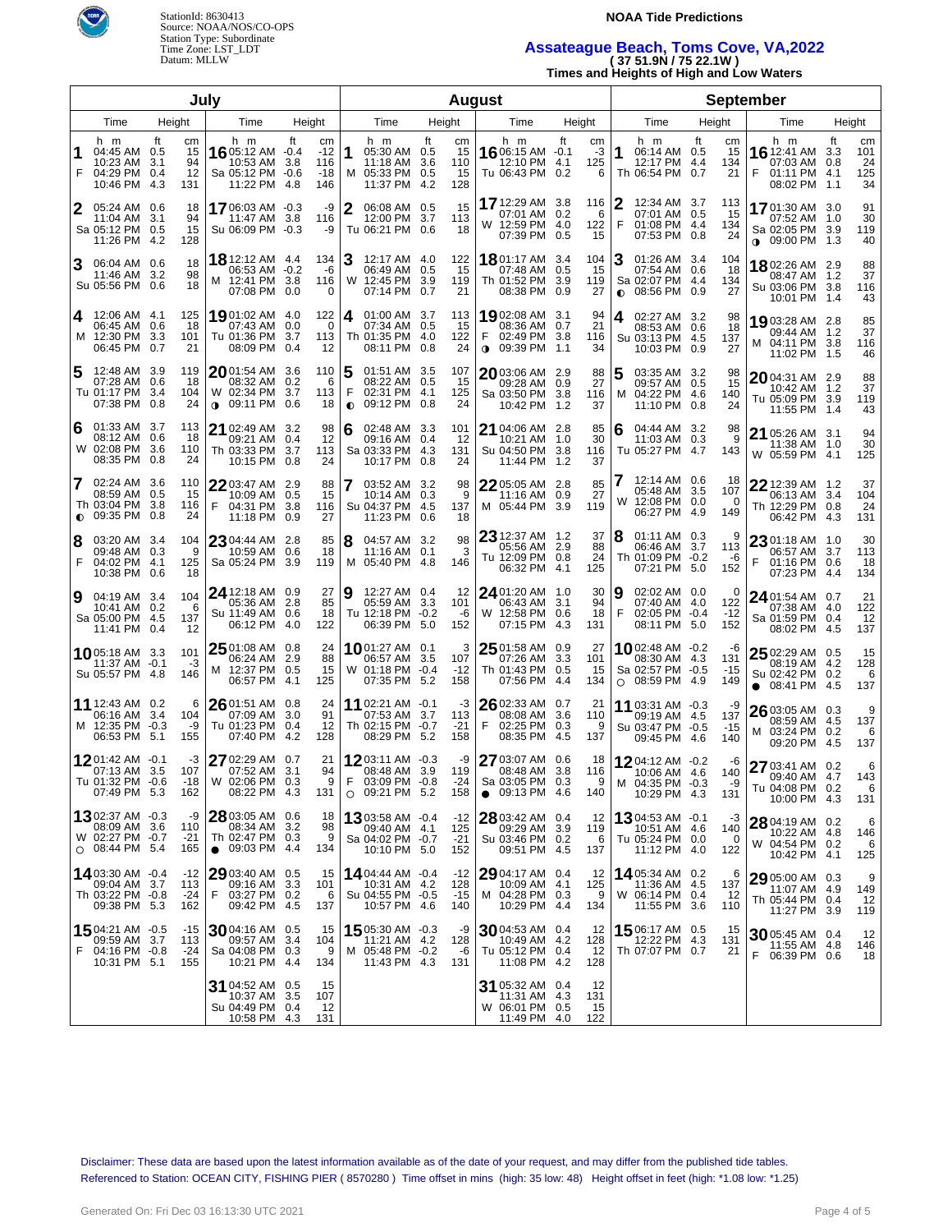StationId: 8630413
Source: NOAA/NOS/CO-OPS
Station Type: Subordinate
Time Zone: LST_LDT
Datum: MLLW

**NOAA Tide Predictions**

## Assateague Beach, Toms Cove, VA,2022

**( 37 51.9N / 75 22.1W )**

**Times and Heights of High and Low Waters**

### July

| Day | Time | ft | cm |
|---|---|---|---|
| 1 F | 04:45 AM | 0.5 | 15 |
| | 10:23 AM | 3.1 | 94 |
| | 04:29 PM | 0.4 | 12 |
| | 10:46 PM | 4.3 | 131 |
| 2 Sa | 05:24 AM | 0.6 | 18 |
| | 11:04 AM | 3.1 | 94 |
| | 05:12 PM | 0.5 | 15 |
| | 11:26 PM | 4.2 | 128 |
| 3 Su | 06:04 AM | 0.6 | 18 |
| | 11:46 AM | 3.2 | 98 |
| | 05:56 PM | 0.6 | 18 |
| 4 M | 12:06 AM | 4.1 | 125 |
| | 06:45 AM | 0.6 | 18 |
| | 12:30 PM | 3.3 | 101 |
| | 06:45 PM | 0.7 | 21 |
| 5 Tu | 12:48 AM | 3.9 | 119 |
| | 07:28 AM | 0.6 | 18 |
| | 01:17 PM | 3.4 | 104 |
| | 07:38 PM | 0.8 | 24 |
| 6 W | 01:33 AM | 3.7 | 113 |
| | 08:12 AM | 0.6 | 18 |
| | 02:08 PM | 3.6 | 110 |
| | 08:35 PM | 0.8 | 24 |
| 7 Th ◐ | 02:24 AM | 3.6 | 110 |
| | 08:59 AM | 0.5 | 15 |
| | 03:04 PM | 3.8 | 116 |
| | 09:35 PM | 0.8 | 24 |
| 8 F | 03:20 AM | 3.4 | 104 |
| | 09:48 AM | 0.3 | 9 |
| | 04:02 PM | 4.1 | 125 |
| | 10:38 PM | 0.6 | 18 |
| 9 Sa | 04:19 AM | 3.4 | 104 |
| | 10:41 AM | 0.2 | 6 |
| | 05:00 PM | 4.5 | 137 |
| | 11:41 PM | 0.4 | 12 |
| 10 Su | 05:18 AM | 3.3 | 101 |
| | 11:37 AM | -0.1 | -3 |
| | 05:57 PM | 4.8 | 146 |
| 11 M | 12:43 AM | 0.2 | 6 |
| | 06:16 AM | 3.4 | 104 |
| | 12:35 PM | -0.3 | -9 |
| | 06:53 PM | 5.1 | 155 |
| 12 Tu | 01:42 AM | -0.1 | -3 |
| | 07:13 AM | 3.5 | 107 |
| | 01:32 PM | -0.6 | -18 |
| | 07:49 PM | 5.3 | 162 |
| 13 W ○ | 02:37 AM | -0.3 | -9 |
| | 08:09 AM | 3.6 | 110 |
| | 02:27 PM | -0.7 | -21 |
| | 08:44 PM | 5.4 | 165 |
| 14 Th | 03:30 AM | -0.4 | -12 |
| | 09:04 AM | 3.7 | 113 |
| | 03:22 PM | -0.8 | -24 |
| | 09:38 PM | 5.3 | 162 |
| 15 F | 04:21 AM | -0.5 | -15 |
| | 09:59 AM | 3.7 | 113 |
| | 04:16 PM | -0.8 | -24 |
| | 10:31 PM | 5.1 | 155 |
| 16 Sa | 05:12 AM | -0.4 | -12 |
| | 10:53 AM | 3.8 | 116 |
| | 05:12 PM | -0.6 | -18 |
| | 11:22 PM | 4.8 | 146 |
| 17 Su | 06:03 AM | -0.3 | -9 |
| | 11:47 AM | 3.8 | 116 |
| | 06:09 PM | -0.3 | -9 |
| 18 M | 12:12 AM | 4.4 | 134 |
| | 06:53 AM | -0.2 | -6 |
| | 12:41 PM | 3.8 | 116 |
| | 07:08 PM | 0.0 | 0 |
| 19 Tu | 01:02 AM | 4.0 | 122 |
| | 07:43 AM | 0.0 | 0 |
| | 01:36 PM | 3.7 | 113 |
| | 08:09 PM | 0.4 | 12 |
| 20 W ◑ | 01:54 AM | 3.6 | 110 |
| | 08:32 AM | 0.2 | 6 |
| | 02:34 PM | 3.7 | 113 |
| | 09:11 PM | 0.6 | 18 |
| 21 Th | 02:49 AM | 3.2 | 98 |
| | 09:21 AM | 0.4 | 12 |
| | 03:33 PM | 3.7 | 113 |
| | 10:15 PM | 0.8 | 24 |
| 22 F | 03:47 AM | 2.9 | 88 |
| | 10:09 AM | 0.5 | 15 |
| | 04:31 PM | 3.8 | 116 |
| | 11:18 PM | 0.9 | 27 |
| 23 Sa | 04:44 AM | 2.8 | 85 |
| | 10:59 AM | 0.6 | 18 |
| | 05:24 PM | 3.9 | 119 |
| 24 Su | 12:18 AM | 0.9 | 27 |
| | 05:36 AM | 2.8 | 85 |
| | 11:49 AM | 0.6 | 18 |
| | 06:12 PM | 4.0 | 122 |
| 25 M | 01:08 AM | 0.8 | 24 |
| | 06:24 AM | 2.9 | 88 |
| | 12:37 PM | 0.5 | 15 |
| | 06:57 PM | 4.1 | 125 |
| 26 Tu | 01:51 AM | 0.8 | 24 |
| | 07:09 AM | 3.0 | 91 |
| | 01:23 PM | 0.4 | 12 |
| | 07:40 PM | 4.2 | 128 |
| 27 W | 02:29 AM | 0.7 | 21 |
| | 07:52 AM | 3.1 | 94 |
| | 02:06 PM | 0.3 | 9 |
| | 08:22 PM | 4.3 | 131 |
| 28 Th ● | 03:05 AM | 0.6 | 18 |
| | 08:34 AM | 3.2 | 98 |
| | 02:47 PM | 0.3 | 9 |
| | 09:03 PM | 4.4 | 134 |
| 29 F | 03:40 AM | 0.5 | 15 |
| | 09:16 AM | 3.3 | 101 |
| | 03:27 PM | 0.2 | 6 |
| | 09:42 PM | 4.5 | 137 |
| 30 Sa | 04:16 AM | 0.5 | 15 |
| | 09:57 AM | 3.4 | 104 |
| | 04:08 PM | 0.3 | 9 |
| | 10:21 PM | 4.4 | 134 |
| 31 Su | 04:52 AM | 0.5 | 15 |
| | 10:37 AM | 3.5 | 107 |
| | 04:49 PM | 0.4 | 12 |
| | 10:58 PM | 4.3 | 131 |

### August

| Day | Time | ft | cm |
|---|---|---|---|
| 1 M | 05:30 AM | 0.5 | 15 |
| | 11:18 AM | 3.6 | 110 |
| | 05:33 PM | 0.5 | 15 |
| | 11:37 PM | 4.2 | 128 |
| 2 Tu | 06:08 AM | 0.5 | 15 |
| | 12:00 PM | 3.7 | 113 |
| | 06:21 PM | 0.6 | 18 |
| 3 W | 12:17 AM | 4.0 | 122 |
| | 06:49 AM | 0.5 | 15 |
| | 12:45 PM | 3.9 | 119 |
| | 07:14 PM | 0.7 | 21 |
| 4 Th | 01:00 AM | 3.7 | 113 |
| | 07:34 AM | 0.5 | 15 |
| | 01:35 PM | 4.0 | 122 |
| | 08:11 PM | 0.8 | 24 |
| 5 F ◐ | 01:51 AM | 3.5 | 107 |
| | 08:22 AM | 0.5 | 15 |
| | 02:31 PM | 4.1 | 125 |
| | 09:12 PM | 0.8 | 24 |
| 6 Sa | 02:48 AM | 3.3 | 101 |
| | 09:16 AM | 0.4 | 12 |
| | 03:33 PM | 4.3 | 131 |
| | 10:17 PM | 0.8 | 24 |
| 7 Su | 03:52 AM | 3.2 | 98 |
| | 10:14 AM | 0.3 | 9 |
| | 04:37 PM | 4.5 | 137 |
| | 11:23 PM | 0.6 | 18 |
| 8 M | 04:57 AM | 3.2 | 98 |
| | 11:16 AM | 0.1 | 3 |
| | 05:40 PM | 4.8 | 146 |
| 9 Tu | 12:27 AM | 0.4 | 12 |
| | 05:59 AM | 3.3 | 101 |
| | 12:18 PM | -0.2 | -6 |
| | 06:39 PM | 5.0 | 152 |
| 10 W | 01:27 AM | 0.1 | 3 |
| | 06:57 AM | 3.5 | 107 |
| | 01:18 PM | -0.4 | -12 |
| | 07:35 PM | 5.2 | 158 |
| 11 Th | 02:21 AM | -0.1 | -3 |
| | 07:53 AM | 3.7 | 113 |
| | 02:15 PM | -0.7 | -21 |
| | 08:29 PM | 5.2 | 158 |
| 12 F ○ | 03:11 AM | -0.3 | -9 |
| | 08:48 AM | 3.9 | 119 |
| | 03:09 PM | -0.8 | -24 |
| | 09:21 PM | 5.2 | 158 |
| 13 Sa | 03:58 AM | -0.4 | -12 |
| | 09:40 AM | 4.1 | 125 |
| | 04:02 PM | -0.7 | -21 |
| | 10:10 PM | 5.0 | 152 |
| 14 Su | 04:44 AM | -0.4 | -12 |
| | 10:31 AM | 4.2 | 128 |
| | 04:55 PM | -0.5 | -15 |
| | 10:57 PM | 4.6 | 140 |
| 15 M | 05:30 AM | -0.3 | -9 |
| | 11:21 AM | 4.2 | 128 |
| | 05:48 PM | -0.2 | -6 |
| | 11:43 PM | 4.3 | 131 |
| 16 Tu | 06:15 AM | -0.1 | -3 |
| | 12:10 PM | 4.1 | 125 |
| | 06:43 PM | 0.2 | 6 |
| 17 W | 12:29 AM | 3.8 | 116 |
| | 07:01 AM | 0.2 | 6 |
| | 12:59 PM | 4.0 | 122 |
| | 07:39 PM | 0.5 | 15 |
| 18 Th | 01:17 AM | 3.4 | 104 |
| | 07:48 AM | 0.5 | 15 |
| | 01:52 PM | 3.9 | 119 |
| | 08:38 PM | 0.9 | 27 |
| 19 F ◑ | 02:08 AM | 3.1 | 94 |
| | 08:36 AM | 0.7 | 21 |
| | 02:49 PM | 3.8 | 116 |
| | 09:39 PM | 1.1 | 34 |
| 20 Sa | 03:06 AM | 2.9 | 88 |
| | 09:28 AM | 0.9 | 27 |
| | 03:50 PM | 3.8 | 116 |
| | 10:42 PM | 1.2 | 37 |
| 21 Su | 04:06 AM | 2.8 | 85 |
| | 10:21 AM | 1.0 | 30 |
| | 04:50 PM | 3.8 | 116 |
| | 11:44 PM | 1.2 | 37 |
| 22 M | 05:05 AM | 2.8 | 85 |
| | 11:16 AM | 0.9 | 27 |
| | 05:44 PM | 3.9 | 119 |
| 23 Tu | 12:37 AM | 1.2 | 37 |
| | 05:56 AM | 2.9 | 88 |
| | 12:09 PM | 0.8 | 24 |
| | 06:32 PM | 4.1 | 125 |
| 24 W | 01:20 AM | 1.0 | 30 |
| | 06:43 AM | 3.1 | 94 |
| | 12:58 PM | 0.6 | 18 |
| | 07:15 PM | 4.3 | 131 |
| 25 Th | 01:58 AM | 0.9 | 27 |
| | 07:26 AM | 3.3 | 101 |
| | 01:43 PM | 0.5 | 15 |
| | 07:56 PM | 4.4 | 134 |
| 26 F | 02:33 AM | 0.7 | 21 |
| | 08:08 AM | 3.6 | 110 |
| | 02:25 PM | 0.3 | 9 |
| | 08:35 PM | 4.5 | 137 |
| 27 Sa ● | 03:07 AM | 0.6 | 18 |
| | 08:48 AM | 3.8 | 116 |
| | 03:05 PM | 0.3 | 9 |
| | 09:13 PM | 4.6 | 140 |
| 28 Su | 03:42 AM | 0.4 | 12 |
| | 09:29 AM | 3.9 | 119 |
| | 03:46 PM | 0.2 | 6 |
| | 09:51 PM | 4.5 | 137 |
| 29 M | 04:17 AM | 0.4 | 12 |
| | 10:09 AM | 4.1 | 125 |
| | 04:28 PM | 0.3 | 9 |
| | 10:29 PM | 4.4 | 134 |
| 30 Tu | 04:53 AM | 0.4 | 12 |
| | 10:49 AM | 4.2 | 128 |
| | 05:12 PM | 0.4 | 12 |
| | 11:08 PM | 4.2 | 128 |
| 31 W | 05:32 AM | 0.4 | 12 |
| | 11:31 AM | 4.3 | 131 |
| | 06:01 PM | 0.5 | 15 |
| | 11:49 PM | 4.0 | 122 |

### September

| Day | Time | ft | cm |
|---|---|---|---|
| 1 Th | 06:14 AM | 0.5 | 15 |
| | 12:17 PM | 4.4 | 134 |
| | 06:54 PM | 0.7 | 21 |
| 2 F | 12:34 AM | 3.7 | 113 |
| | 07:01 AM | 0.5 | 15 |
| | 01:08 PM | 4.4 | 134 |
| | 07:53 PM | 0.8 | 24 |
| 3 Sa ◐ | 01:26 AM | 3.4 | 104 |
| | 07:54 AM | 0.6 | 18 |
| | 02:07 PM | 4.4 | 134 |
| | 08:56 PM | 0.9 | 27 |
| 4 Su | 02:27 AM | 3.2 | 98 |
| | 08:53 AM | 0.6 | 18 |
| | 03:13 PM | 4.5 | 137 |
| | 10:03 PM | 0.9 | 27 |
| 5 M | 03:35 AM | 3.2 | 98 |
| | 09:57 AM | 0.5 | 15 |
| | 04:22 PM | 4.6 | 140 |
| | 11:10 PM | 0.8 | 24 |
| 6 Tu | 04:44 AM | 3.2 | 98 |
| | 11:03 AM | 0.3 | 9 |
| | 05:27 PM | 4.7 | 143 |
| 7 W | 12:14 AM | 0.6 | 18 |
| | 05:48 AM | 3.5 | 107 |
| | 12:08 PM | 0.0 | 0 |
| | 06:27 PM | 4.9 | 149 |
| 8 Th | 01:11 AM | 0.3 | 9 |
| | 06:46 AM | 3.7 | 113 |
| | 01:09 PM | -0.2 | -6 |
| | 07:21 PM | 5.0 | 152 |
| 9 F | 02:02 AM | 0.0 | 0 |
| | 07:40 AM | 4.0 | 122 |
| | 02:05 PM | -0.4 | -12 |
| | 08:11 PM | 5.0 | 152 |
| 10 Sa ○ | 02:48 AM | -0.2 | -6 |
| | 08:30 AM | 4.3 | 131 |
| | 02:57 PM | -0.5 | -15 |
| | 08:59 PM | 4.9 | 149 |
| 11 Su | 03:31 AM | -0.3 | -9 |
| | 09:19 AM | 4.5 | 137 |
| | 03:47 PM | -0.5 | -15 |
| | 09:45 PM | 4.6 | 140 |
| 12 M | 04:12 AM | -0.2 | -6 |
| | 10:06 AM | 4.6 | 140 |
| | 04:35 PM | -0.3 | -9 |
| | 10:29 PM | 4.3 | 131 |
| 13 Tu | 04:53 AM | -0.1 | -3 |
| | 10:51 AM | 4.6 | 140 |
| | 05:24 PM | 0.0 | 0 |
| | 11:12 PM | 4.0 | 122 |
| 14 W | 05:34 AM | 0.2 | 6 |
| | 11:36 AM | 4.5 | 137 |
| | 06:14 PM | 0.4 | 12 |
| | 11:55 PM | 3.6 | 110 |
| 15 Th | 06:17 AM | 0.5 | 15 |
| | 12:22 PM | 4.3 | 131 |
| | 07:07 PM | 0.7 | 21 |
| 16 F | 12:41 AM | 3.3 | 101 |
| | 07:03 AM | 0.8 | 24 |
| | 01:11 PM | 4.1 | 125 |
| | 08:02 PM | 1.1 | 34 |
| 17 Sa ◑ | 01:30 AM | 3.0 | 91 |
| | 07:52 AM | 1.0 | 30 |
| | 02:05 PM | 3.9 | 119 |
| | 09:00 PM | 1.3 | 40 |
| 18 Su | 02:26 AM | 2.9 | 88 |
| | 08:47 AM | 1.2 | 37 |
| | 03:06 PM | 3.8 | 116 |
| | 10:01 PM | 1.4 | 43 |
| 19 M | 03:28 AM | 2.8 | 85 |
| | 09:44 AM | 1.2 | 37 |
| | 04:11 PM | 3.8 | 116 |
| | 11:02 PM | 1.5 | 46 |
| 20 Tu | 04:31 AM | 2.9 | 88 |
| | 10:42 AM | 1.2 | 37 |
| | 05:09 PM | 3.9 | 119 |
| | 11:55 PM | 1.4 | 43 |
| 21 W | 05:26 AM | 3.1 | 94 |
| | 11:38 AM | 1.0 | 30 |
| | 05:59 PM | 4.1 | 125 |
| 22 Th | 12:39 AM | 1.2 | 37 |
| | 06:13 AM | 3.4 | 104 |
| | 12:29 PM | 0.8 | 24 |
| | 06:42 PM | 4.3 | 131 |
| 23 F | 01:18 AM | 1.0 | 30 |
| | 06:57 AM | 3.7 | 113 |
| | 01:16 PM | 0.6 | 18 |
| | 07:23 PM | 4.4 | 134 |
| 24 Sa | 01:54 AM | 0.7 | 21 |
| | 07:38 AM | 4.0 | 122 |
| | 01:59 PM | 0.4 | 12 |
| | 08:02 PM | 4.5 | 137 |
| 25 Su ● | 02:29 AM | 0.5 | 15 |
| | 08:19 AM | 4.2 | 128 |
| | 02:42 PM | 0.2 | 6 |
| | 08:41 PM | 4.5 | 137 |
| 26 M | 03:05 AM | 0.3 | 9 |
| | 08:59 AM | 4.5 | 137 |
| | 03:24 PM | 0.2 | 6 |
| | 09:20 PM | 4.5 | 137 |
| 27 Tu | 03:41 AM | 0.2 | 6 |
| | 09:40 AM | 4.7 | 143 |
| | 04:08 PM | 0.2 | 6 |
| | 10:00 PM | 4.3 | 131 |
| 28 W | 04:19 AM | 0.2 | 6 |
| | 10:22 AM | 4.8 | 146 |
| | 04:54 PM | 0.2 | 6 |
| | 10:42 PM | 4.1 | 125 |
| 29 Th | 05:00 AM | 0.3 | 9 |
| | 11:07 AM | 4.9 | 149 |
| | 05:44 PM | 0.4 | 12 |
| | 11:27 PM | 3.9 | 119 |
| 30 F | 05:45 AM | 0.4 | 12 |
| | 11:55 AM | 4.8 | 146 |
| | 06:39 PM | 0.6 | 18 |

Disclaimer: These data are based upon the latest information available as of the date of your request, and may differ from the published tide tables.
Referenced to Station: OCEAN CITY, FISHING PIER ( 8570280 ) Time offset in mins (high: 35 low: 48) Height offset in feet (high: *1.08 low: *1.25)

Generated On: Fri Dec 03 16:13:30 UTC 2021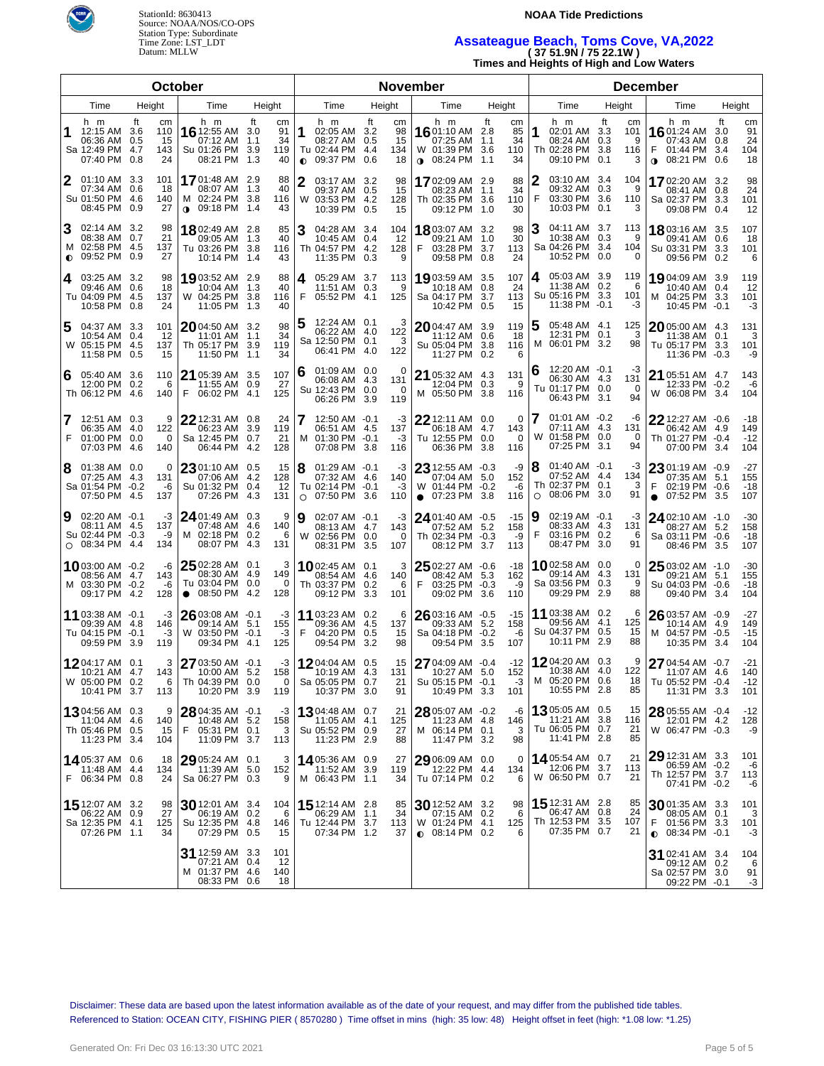StationId: 8630413
Source: NOAA/NOS/CO-OPS
Station Type: Subordinate
Time Zone: LST_LDT
Datum: MLLW

**NOAA Tide Predictions**

## Assateague Beach, Toms Cove, VA,2022

**( 37 51.9N / 75 22.1W )**

**Times and Heights of High and Low Waters**

### October

| Day | Time | Height (ft) | Height (cm) |
|---|---|---|---|
| 1 Sa | 12:15 AM<br>06:36 AM<br>12:49 PM<br>07:40 PM | 3.6<br>0.5<br>4.7<br>0.8 | 110<br>15<br>143<br>24 |
| 2 Su | 01:10 AM<br>07:34 AM<br>01:50 PM<br>08:45 PM | 3.3<br>0.6<br>4.6<br>0.9 | 101<br>18<br>140<br>27 |
| 3 M | 02:14 AM<br>08:38 AM<br>02:58 PM<br>09:52 PM | 3.2<br>0.7<br>4.5<br>0.9 | 98<br>21<br>137<br>27 |
| 4 Tu | 03:25 AM<br>09:46 AM<br>04:09 PM<br>10:58 PM | 3.2<br>0.6<br>4.5<br>0.8 | 98<br>18<br>137<br>24 |
| 5 W | 04:37 AM<br>10:54 AM<br>05:15 PM<br>11:58 PM | 3.3<br>0.4<br>4.5<br>0.5 | 101<br>12<br>137<br>15 |
| 6 Th | 05:40 AM<br>12:00 PM<br>06:12 PM | 3.6<br>0.2<br>4.6 | 110<br>6<br>140 |
| 7 F | 12:51 AM<br>06:35 AM<br>01:00 PM<br>07:03 PM | 0.3<br>4.0<br>0.0<br>4.6 | 9<br>122<br>0<br>140 |
| 8 Sa | 01:38 AM<br>07:25 AM<br>01:54 PM<br>07:50 PM | 0.0<br>4.3<br>-0.2<br>4.5 | 0<br>131<br>-6<br>137 |
| 9 Su | 02:20 AM<br>08:11 AM<br>02:44 PM<br>08:34 PM | -0.1<br>4.5<br>-0.3<br>4.4 | -3<br>137<br>-9<br>134 |
| 10 M | 03:00 AM<br>08:56 AM<br>03:30 PM<br>09:17 PM | -0.2<br>4.7<br>-0.2<br>4.2 | -6<br>143<br>-6<br>128 |
| 11 Tu | 03:38 AM<br>09:39 AM<br>04:15 PM<br>09:59 PM | -0.1<br>4.8<br>-0.1<br>3.9 | -3<br>146<br>-3<br>119 |
| 12 W | 04:17 AM<br>10:21 AM<br>05:00 PM<br>10:41 PM | 0.1<br>4.7<br>0.2<br>3.7 | 3<br>143<br>6<br>113 |
| 13 Th | 04:56 AM<br>11:04 AM<br>05:46 PM<br>11:23 PM | 0.3<br>4.6<br>0.5<br>3.4 | 9<br>140<br>15<br>104 |
| 14 F | 05:37 AM<br>11:48 AM<br>06:34 PM | 0.6<br>4.4<br>0.8 | 18<br>134<br>24 |
| 15 Sa | 12:07 AM<br>06:22 AM<br>12:35 PM<br>07:26 PM | 3.2<br>0.9<br>4.1<br>1.1 | 98<br>27<br>125<br>34 |
| 16 Su | 12:55 AM<br>07:12 AM<br>01:26 PM<br>08:21 PM | 3.0<br>1.1<br>3.9<br>1.3 | 91<br>34<br>119<br>40 |
| 17 M | 01:48 AM<br>08:07 AM<br>02:24 PM<br>09:18 PM | 2.9<br>1.3<br>3.8<br>1.4 | 88<br>40<br>116<br>43 |
| 18 Tu | 02:49 AM<br>09:05 AM<br>03:26 PM<br>10:14 PM | 2.8<br>1.3<br>3.8<br>1.4 | 85<br>40<br>116<br>43 |
| 19 W | 03:52 AM<br>10:04 AM<br>04:25 PM<br>11:05 PM | 2.9<br>1.3<br>3.8<br>1.3 | 88<br>40<br>116<br>40 |
| 20 Th | 04:50 AM<br>11:01 AM<br>05:17 PM<br>11:50 PM | 3.2<br>1.1<br>3.9<br>1.1 | 98<br>34<br>119<br>34 |
| 21 F | 05:39 AM<br>11:55 AM<br>06:02 PM | 3.5<br>0.9<br>4.1 | 107<br>27<br>125 |
| 22 Sa | 12:31 AM<br>06:23 AM<br>12:45 PM<br>06:44 PM | 0.8<br>3.9<br>0.7<br>4.2 | 24<br>119<br>21<br>128 |
| 23 Su | 01:10 AM<br>07:06 AM<br>01:32 PM<br>07:26 PM | 0.5<br>4.2<br>0.4<br>4.3 | 15<br>128<br>12<br>131 |
| 24 M | 01:49 AM<br>07:48 AM<br>02:18 PM<br>08:07 PM | 0.3<br>4.6<br>0.2<br>4.3 | 9<br>140<br>6<br>131 |
| 25 Tu | 02:28 AM<br>08:30 AM<br>03:04 PM<br>08:50 PM | 0.1<br>4.9<br>0.0<br>4.2 | 3<br>149<br>0<br>128 |
| 26 W | 03:08 AM<br>09:14 AM<br>03:50 PM<br>09:34 PM | -0.1<br>5.1<br>-0.1<br>4.1 | -3<br>155<br>-3<br>125 |
| 27 Th | 03:50 AM<br>10:00 AM<br>04:39 PM<br>10:20 PM | -0.1<br>5.2<br>0.0<br>3.9 | -3<br>158<br>0<br>119 |
| 28 F | 04:35 AM<br>10:48 AM<br>05:31 PM<br>11:09 PM | -0.1<br>5.2<br>0.1<br>3.7 | -3<br>158<br>3<br>113 |
| 29 Sa | 05:24 AM<br>11:39 AM<br>06:27 PM | 0.1<br>5.0<br>0.3 | 3<br>152<br>9 |
| 30 Su | 12:01 AM<br>06:19 AM<br>12:35 PM<br>07:29 PM | 3.4<br>0.2<br>4.8<br>0.5 | 104<br>6<br>146<br>15 |
| 31 M | 12:59 AM<br>07:21 AM<br>01:37 PM<br>08:33 PM | 3.3<br>0.4<br>4.6<br>0.6 | 101<br>12<br>140<br>18 |

### November

| Day | Time | Height (ft) | Height (cm) |
|---|---|---|---|
| 1 Tu | 02:05 AM<br>08:27 AM<br>02:44 PM<br>09:37 PM | 3.2<br>0.5<br>4.4<br>0.6 | 98<br>15<br>134<br>18 |
| 2 W | 03:17 AM<br>09:37 AM<br>03:53 PM<br>10:39 PM | 3.2<br>0.5<br>4.2<br>0.5 | 98<br>15<br>128<br>15 |
| 3 Th | 04:28 AM<br>10:45 AM<br>04:57 PM<br>11:35 PM | 3.4<br>0.4<br>4.2<br>0.3 | 104<br>12<br>128<br>9 |
| 4 F | 05:29 AM<br>11:51 AM<br>05:52 PM | 3.7<br>0.3<br>4.1 | 113<br>9<br>125 |
| 5 Sa | 12:24 AM<br>06:22 AM<br>12:50 PM<br>06:41 PM | 0.1<br>4.0<br>0.1<br>4.0 | 3<br>122<br>3<br>122 |
| 6 Su | 01:09 AM<br>06:08 AM<br>12:43 PM<br>06:26 PM | 0.0<br>4.3<br>0.0<br>3.9 | 0<br>131<br>0<br>119 |
| 7 M | 12:50 AM<br>06:51 AM<br>01:30 PM<br>07:08 PM | -0.1<br>4.5<br>-0.1<br>3.8 | -3<br>137<br>-3<br>116 |
| 8 Tu | 01:29 AM<br>07:32 AM<br>02:14 PM<br>07:50 PM | -0.1<br>4.6<br>-0.1<br>3.6 | -3<br>140<br>-3<br>110 |
| 9 W | 02:07 AM<br>08:13 AM<br>02:56 PM<br>08:31 PM | -0.1<br>4.7<br>0.0<br>3.5 | -3<br>143<br>0<br>107 |
| 10 Th | 02:45 AM<br>08:54 AM<br>03:37 PM<br>09:12 PM | 0.1<br>4.6<br>0.2<br>3.3 | 3<br>140<br>6<br>101 |
| 11 F | 03:23 AM<br>09:36 AM<br>04:20 PM<br>09:54 PM | 0.2<br>4.5<br>0.5<br>3.2 | 6<br>137<br>15<br>98 |
| 12 Sa | 04:04 AM<br>10:19 AM<br>05:05 PM<br>10:37 PM | 0.5<br>4.3<br>0.7<br>3.0 | 15<br>131<br>21<br>91 |
| 13 Su | 04:48 AM<br>11:05 AM<br>05:52 PM<br>11:23 PM | 0.7<br>4.1<br>0.9<br>2.9 | 21<br>125<br>27<br>88 |
| 14 M | 05:36 AM<br>11:52 AM<br>06:43 PM | 0.9<br>3.9<br>1.1 | 27<br>119<br>34 |
| 15 Tu | 12:14 AM<br>06:29 AM<br>12:44 PM<br>07:34 PM | 2.8<br>1.1<br>3.7<br>1.2 | 85<br>34<br>113<br>37 |
| 16 W | 01:10 AM<br>07:25 AM<br>01:39 PM<br>08:24 PM | 2.8<br>1.1<br>3.6<br>1.1 | 85<br>34<br>110<br>34 |
| 17 Th | 02:09 AM<br>08:23 AM<br>02:35 PM<br>09:12 PM | 2.9<br>1.1<br>3.6<br>1.0 | 88<br>34<br>110<br>30 |
| 18 F | 03:07 AM<br>09:21 AM<br>03:28 PM<br>09:58 PM | 3.2<br>1.0<br>3.7<br>0.8 | 98<br>30<br>113<br>24 |
| 19 Sa | 03:59 AM<br>10:18 AM<br>04:17 PM<br>10:42 PM | 3.5<br>0.8<br>3.7<br>0.5 | 107<br>24<br>113<br>15 |
| 20 Su | 04:47 AM<br>11:12 AM<br>05:04 PM<br>11:27 PM | 3.9<br>0.6<br>3.8<br>0.2 | 119<br>18<br>116<br>6 |
| 21 M | 05:32 AM<br>12:04 PM<br>05:50 PM | 4.3<br>0.3<br>3.8 | 131<br>9<br>116 |
| 22 Tu | 12:11 AM<br>06:18 AM<br>12:55 PM<br>06:36 PM | 0.0<br>4.7<br>0.0<br>3.8 | 0<br>143<br>0<br>116 |
| 23 W | 12:55 AM<br>07:04 AM<br>01:44 PM<br>07:23 PM | -0.3<br>5.0<br>-0.2<br>3.8 | -9<br>152<br>-6<br>116 |
| 24 Th | 01:40 AM<br>07:52 AM<br>02:34 PM<br>08:12 PM | -0.5<br>5.2<br>-0.3<br>3.7 | -15<br>158<br>-9<br>113 |
| 25 F | 02:27 AM<br>08:42 AM<br>03:25 PM<br>09:02 PM | -0.6<br>5.3<br>-0.3<br>3.6 | -18<br>162<br>-9<br>110 |
| 26 Sa | 03:16 AM<br>09:33 AM<br>04:18 PM<br>09:54 PM | -0.5<br>5.2<br>-0.2<br>3.5 | -15<br>158<br>-6<br>107 |
| 27 Su | 04:09 AM<br>10:27 AM<br>05:15 PM<br>10:49 PM | -0.4<br>5.0<br>-0.1<br>3.3 | -12<br>152<br>-3<br>101 |
| 28 M | 05:07 AM<br>11:23 AM<br>06:14 PM<br>11:47 PM | -0.2<br>4.8<br>0.1<br>3.2 | -6<br>146<br>3<br>98 |
| 29 Tu | 06:09 AM<br>12:22 PM<br>07:14 PM | 0.0<br>4.4<br>0.2 | 0<br>134<br>6 |
| 30 W | 12:52 AM<br>07:15 AM<br>01:24 PM<br>08:14 PM | 3.2<br>0.2<br>4.1<br>0.2 | 98<br>6<br>125<br>6 |

### December

| Day | Time | Height (ft) | Height (cm) |
|---|---|---|---|
| 1 Th | 02:01 AM<br>08:24 AM<br>02:28 PM<br>09:10 PM | 3.3<br>0.3<br>3.8<br>0.1 | 101<br>9<br>116<br>3 |
| 2 F | 03:10 AM<br>09:32 AM<br>03:30 PM<br>10:03 PM | 3.4<br>0.3<br>3.6<br>0.1 | 104<br>9<br>110<br>3 |
| 3 Sa | 04:11 AM<br>10:38 AM<br>04:26 PM<br>10:52 PM | 3.7<br>0.3<br>3.4<br>0.0 | 113<br>9<br>104<br>0 |
| 4 Su | 05:03 AM<br>11:38 AM<br>05:16 PM<br>11:38 PM | 3.9<br>0.2<br>3.3<br>-0.1 | 119<br>6<br>101<br>-3 |
| 5 M | 05:48 AM<br>12:31 PM<br>06:01 PM | 4.1<br>0.1<br>3.2 | 125<br>3<br>98 |
| 6 Tu | 12:20 AM<br>06:30 AM<br>01:17 PM<br>06:43 PM | -0.1<br>4.3<br>0.0<br>3.1 | -3<br>131<br>0<br>94 |
| 7 W | 01:01 AM<br>07:11 AM<br>01:58 PM<br>07:25 PM | -0.2<br>4.3<br>0.0<br>3.1 | -6<br>131<br>0<br>94 |
| 8 Th | 01:40 AM<br>07:52 AM<br>02:37 PM<br>08:06 PM | -0.1<br>4.4<br>0.1<br>3.0 | -3<br>134<br>3<br>91 |
| 9 F | 02:19 AM<br>08:33 AM<br>03:16 PM<br>08:47 PM | -0.1<br>4.3<br>0.2<br>3.0 | -3<br>131<br>6<br>91 |
| 10 Sa | 02:58 AM<br>09:14 AM<br>03:56 PM<br>09:29 PM | 0.0<br>4.3<br>0.3<br>2.9 | 0<br>131<br>9<br>88 |
| 11 Su | 03:38 AM<br>09:56 AM<br>04:37 PM<br>10:11 PM | 0.2<br>4.1<br>0.5<br>2.9 | 6<br>125<br>15<br>88 |
| 12 M | 04:20 AM<br>10:38 AM<br>05:20 PM<br>10:55 PM | 0.3<br>4.0<br>0.6<br>2.8 | 9<br>122<br>18<br>85 |
| 13 Tu | 05:05 AM<br>11:21 AM<br>06:05 PM<br>11:41 PM | 0.5<br>3.8<br>0.7<br>2.8 | 15<br>116<br>21<br>85 |
| 14 W | 05:54 AM<br>12:06 PM<br>06:50 PM | 0.7<br>3.7<br>0.7 | 21<br>113<br>21 |
| 15 Th | 12:31 AM<br>06:47 AM<br>12:53 PM<br>07:35 PM | 2.8<br>0.8<br>3.5<br>0.7 | 85<br>24<br>107<br>21 |
| 16 F | 01:24 AM<br>07:43 AM<br>01:44 PM<br>08:21 PM | 3.0<br>0.8<br>3.4<br>0.6 | 91<br>24<br>104<br>18 |
| 17 Sa | 02:20 AM<br>08:41 AM<br>02:37 PM<br>09:08 PM | 3.2<br>0.8<br>3.3<br>0.4 | 98<br>24<br>101<br>12 |
| 18 Su | 03:16 AM<br>09:41 AM<br>03:31 PM<br>09:56 PM | 3.5<br>0.6<br>3.3<br>0.2 | 107<br>18<br>101<br>6 |
| 19 M | 04:09 AM<br>10:40 AM<br>04:25 PM<br>10:45 PM | 3.9<br>0.4<br>3.3<br>-0.1 | 119<br>12<br>101<br>-3 |
| 20 Tu | 05:00 AM<br>11:38 AM<br>05:17 PM<br>11:36 PM | 4.3<br>0.1<br>3.3<br>-0.3 | 131<br>3<br>101<br>-9 |
| 21 W | 05:51 AM<br>12:33 PM<br>06:08 PM | 4.7<br>-0.2<br>3.4 | 143<br>-6<br>104 |
| 22 Th | 12:27 AM<br>06:42 AM<br>01:27 PM<br>07:00 PM | -0.6<br>4.9<br>-0.4<br>3.4 | -18<br>149<br>-12<br>104 |
| 23 F | 01:19 AM<br>07:35 AM<br>02:19 PM<br>07:52 PM | -0.9<br>5.1<br>-0.6<br>3.5 | -27<br>155<br>-18<br>107 |
| 24 Sa | 02:10 AM<br>08:27 AM<br>03:11 PM<br>08:46 PM | -1.0<br>5.2<br>-0.6<br>3.5 | -30<br>158<br>-18<br>107 |
| 25 Su | 03:02 AM<br>09:21 AM<br>04:03 PM<br>09:40 PM | -1.0<br>5.1<br>-0.6<br>3.4 | -30<br>155<br>-18<br>104 |
| 26 M | 03:57 AM<br>10:14 AM<br>04:57 PM<br>10:35 PM | -0.9<br>4.9<br>-0.5<br>3.4 | -27<br>149<br>-15<br>104 |
| 27 Tu | 04:54 AM<br>11:07 AM<br>05:52 PM<br>11:31 PM | -0.7<br>4.6<br>-0.4<br>3.3 | -21<br>140<br>-12<br>101 |
| 28 W | 05:55 AM<br>12:01 PM<br>06:47 PM | -0.4<br>4.2<br>-0.3 | -12<br>128<br>-9 |
| 29 Th | 12:31 AM<br>06:59 AM<br>12:57 PM<br>07:41 PM | 3.3<br>-0.2<br>3.7<br>-0.2 | 101<br>-6<br>113<br>-6 |
| 30 F | 01:35 AM<br>08:05 AM<br>01:56 PM<br>08:34 PM | 3.3<br>0.1<br>3.3<br>-0.1 | 101<br>3<br>101<br>-3 |
| 31 Sa | 02:41 AM<br>09:12 AM<br>02:57 PM<br>09:22 PM | 3.4<br>0.2<br>3.0<br>-0.1 | 104<br>6<br>91<br>-3 |

Disclaimer: These data are based upon the latest information available as of the date of your request, and may differ from the published tide tables.
Referenced to Station: OCEAN CITY, FISHING PIER ( 8570280 ) Time offset in mins (high: 35 low: 48) Height offset in feet (high: *1.08 low: *1.25)